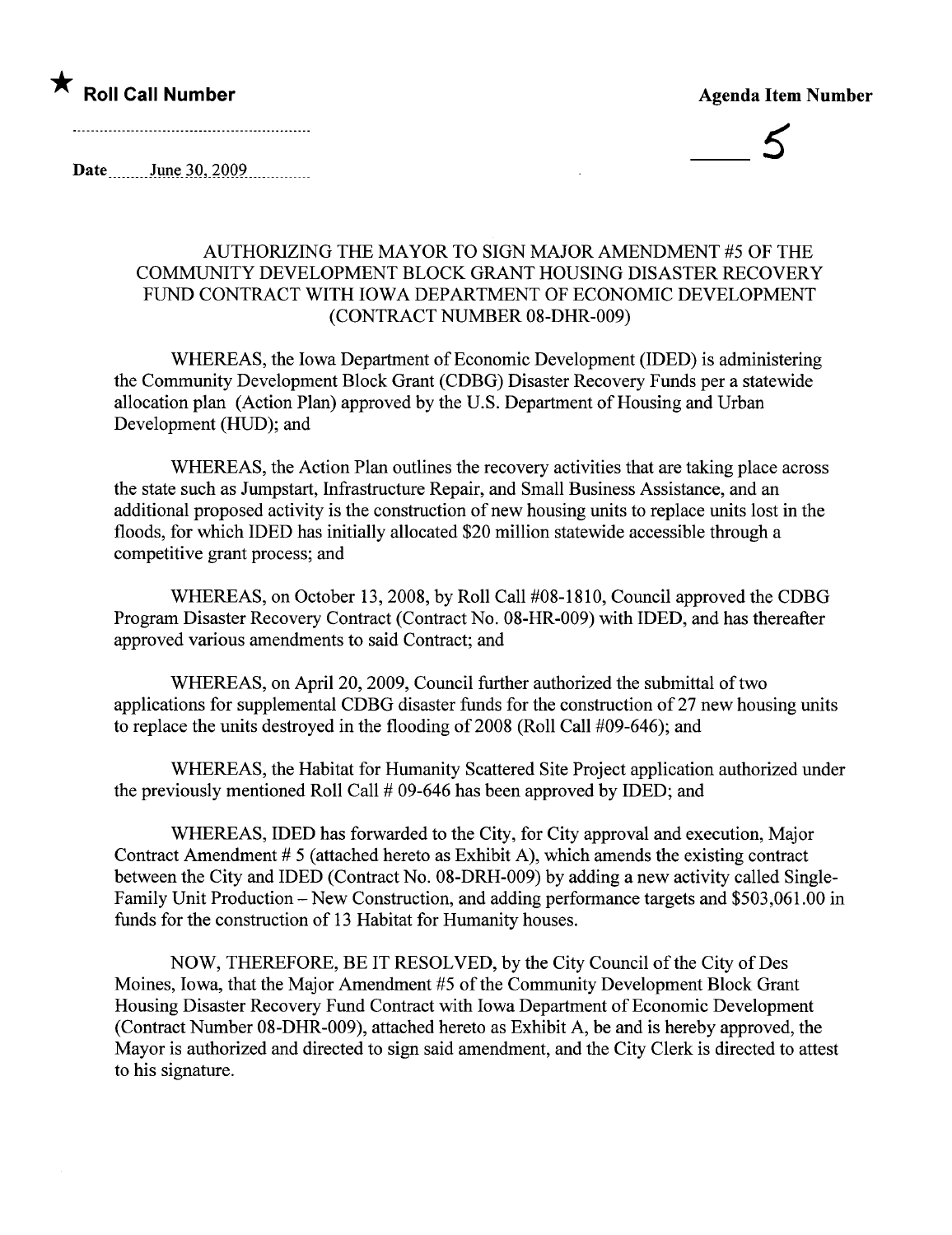★ **Roll Call Number**

**Agenda Item Number**

5

**Date** June 30, 2009

AUTHORIZING THE MAYOR TO SIGN MAJOR AMENDMENT #5 OF THE COMMUNITY DEVELOPMENT BLOCK GRANT HOUSING DISASTER RECOVERY FUND CONTRACT WITH IOWA DEPARTMENT OF ECONOMIC DEVELOPMENT (CONTRACT NUMBER 08-DHR-009)

WHEREAS, the Iowa Department of Economic Development (IDED) is administering the Community Development Block Grant (CDBG) Disaster Recovery Funds per a statewide allocation plan (Action Plan) approved by the U.S. Department of Housing and Urban Development (HUD); and

WHEREAS, the Action Plan outlines the recovery activities that are taking place across the state such as Jumpstart, Infrastructure Repair, and Small Business Assistance, and an additional proposed activity is the construction of new housing units to replace units lost in the floods, for which IDED has initially allocated $20 million statewide accessible through a competitive grant process; and

WHEREAS, on October 13, 2008, by Roll Call #08-1810, Council approved the CDBG Program Disaster Recovery Contract (Contract No. 08-HR-009) with IDED, and has thereafter approved various amendments to said Contract; and

WHEREAS, on April 20, 2009, Council further authorized the submittal of two applications for supplemental CDBG disaster funds for the construction of 27 new housing units to replace the units destroyed in the flooding of 2008 (Roll Call #09-646); and

WHEREAS, the Habitat for Humanity Scattered Site Project application authorized under the previously mentioned Roll Call # 09-646 has been approved by IDED; and

WHEREAS, IDED has forwarded to the City, for City approval and execution, Major Contract Amendment # 5 (attached hereto as Exhibit A), which amends the existing contract between the City and IDED (Contract No. 08-DRH-009) by adding a new activity called Single-Family Unit Production – New Construction, and adding performance targets and $503,061.00 in funds for the construction of 13 Habitat for Humanity houses.

NOW, THEREFORE, BE IT RESOLVED, by the City Council of the City of Des Moines, Iowa, that the Major Amendment #5 of the Community Development Block Grant Housing Disaster Recovery Fund Contract with Iowa Department of Economic Development (Contract Number 08-DHR-009), attached hereto as Exhibit A, be and is hereby approved, the Mayor is authorized and directed to sign said amendment, and the City Clerk is directed to attest to his signature.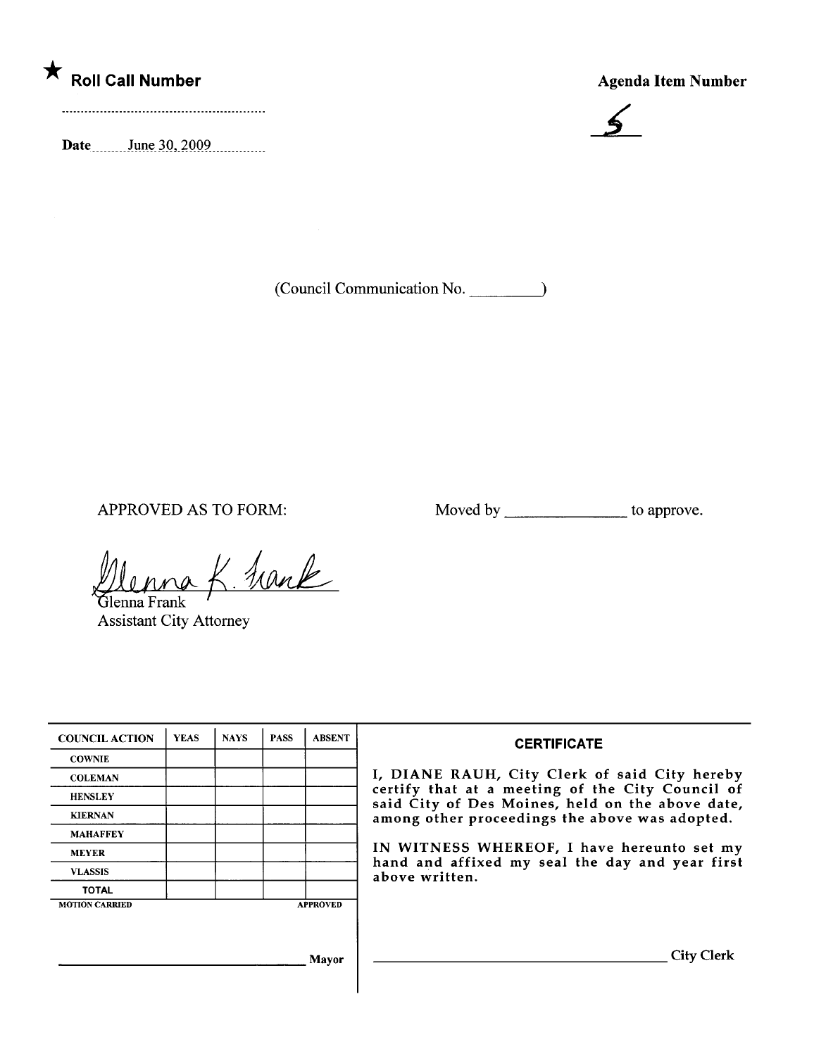★ **Roll Call Number**

..........................................................

**Date** June 30, 2009

**Agenda Item Number**

5

(Council Communication No. \_\_\_\_\_\_\_\_\_)

APPROVED AS TO FORM:

Glenna K. Frank
Glenna Frank
Assistant City Attorney

Moved by \_\_\_\_\_\_\_\_\_\_\_\_\_\_\_ to approve.

| COUNCIL ACTION | YEAS | NAYS | PASS | ABSENT |
|---|---|---|---|---|
| COWNIE | | | | |
| COLEMAN | | | | |
| HENSLEY | | | | |
| KIERNAN | | | | |
| MAHAFFEY | | | | |
| MEYER | | | | |
| VLASSIS | | | | |
| TOTAL | | | | |
| MOTION CARRIED | | | | APPROVED |

\_\_\_\_\_\_\_\_\_\_\_\_\_\_\_\_\_\_\_\_\_\_\_\_\_\_\_\_\_\_\_\_ Mayor

**CERTIFICATE**

I, DIANE RAUH, City Clerk of said City hereby certify that at a meeting of the City Council of said City of Des Moines, held on the above date, among other proceedings the above was adopted.

IN WITNESS WHEREOF, I have hereunto set my hand and affixed my seal the day and year first above written.

\_\_\_\_\_\_\_\_\_\_\_\_\_\_\_\_\_\_\_\_\_\_\_\_\_\_\_\_\_\_\_\_\_\_\_\_\_\_\_\_ City Clerk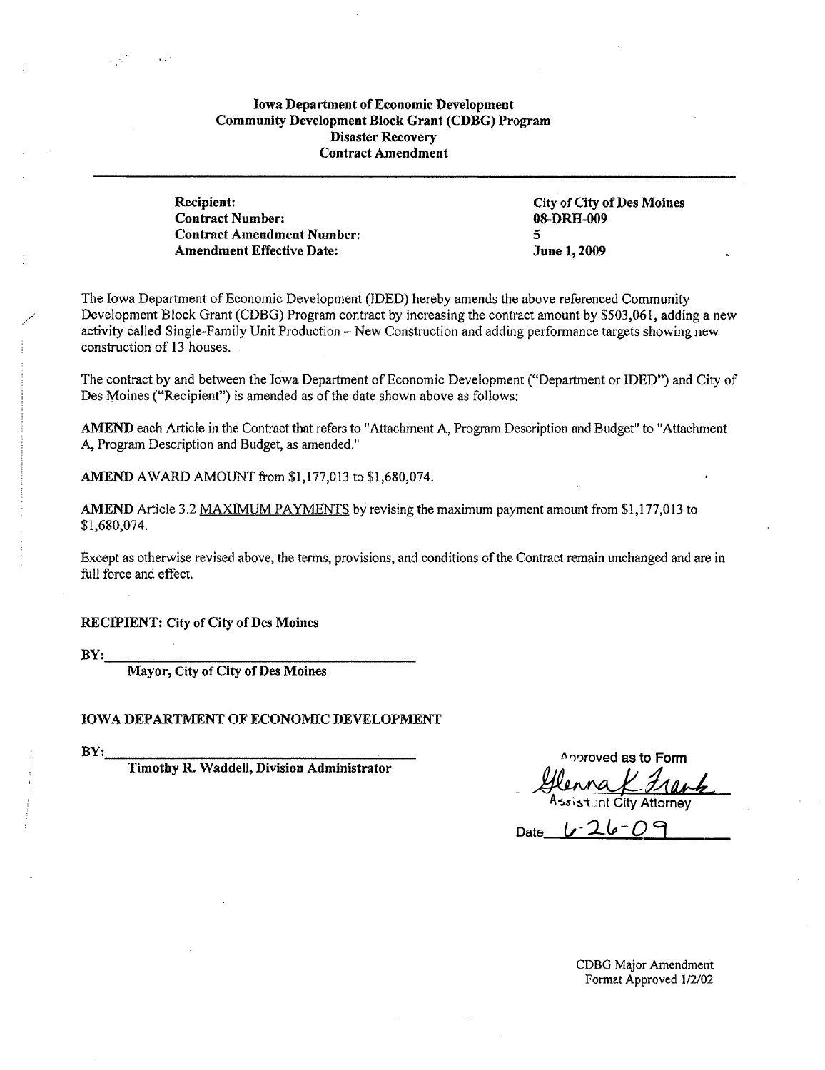**Iowa Department of Economic Development**
**Community Development Block Grant (CDBG) Program**
**Disaster Recovery**
**Contract Amendment**

---

| | |
|---|---|
| **Recipient:** | **City of City of Des Moines** |
| **Contract Number:** | **08-DRH-009** |
| **Contract Amendment Number:** | **5** |
| **Amendment Effective Date:** | **June 1, 2009** |

The Iowa Department of Economic Development (IDED) hereby amends the above referenced Community Development Block Grant (CDBG) Program contract by increasing the contract amount by $503,061, adding a new activity called Single-Family Unit Production – New Construction and adding performance targets showing new construction of 13 houses.

The contract by and between the Iowa Department of Economic Development ("Department or IDED") and City of Des Moines ("Recipient") is amended as of the date shown above as follows:

**AMEND** each Article in the Contract that refers to "Attachment A, Program Description and Budget" to "Attachment A, Program Description and Budget, as amended."

**AMEND** AWARD AMOUNT from $1,177,013 to $1,680,074.

**AMEND** Article 3.2 MAXIMUM PAYMENTS by revising the maximum payment amount from $1,177,013 to $1,680,074.

Except as otherwise revised above, the terms, provisions, and conditions of the Contract remain unchanged and are in full force and effect.

**RECIPIENT: City of City of Des Moines**

**BY:**\_\_\_\_\_\_\_\_\_\_\_\_\_\_\_\_\_\_\_\_\_\_\_\_\_\_\_\_\_\_\_\_\_\_\_\_\_\_\_\_
**Mayor, City of City of Des Moines**

**IOWA DEPARTMENT OF ECONOMIC DEVELOPMENT**

**BY:**\_\_\_\_\_\_\_\_\_\_\_\_\_\_\_\_\_\_\_\_\_\_\_\_\_\_\_\_\_\_\_\_\_\_\_\_\_\_\_\_
**Timothy R. Waddell, Division Administrator**

Approved as to Form
Glenna K. Frank
Assistant City Attorney
Date 6-26-09

CDBG Major Amendment
Format Approved 1/2/02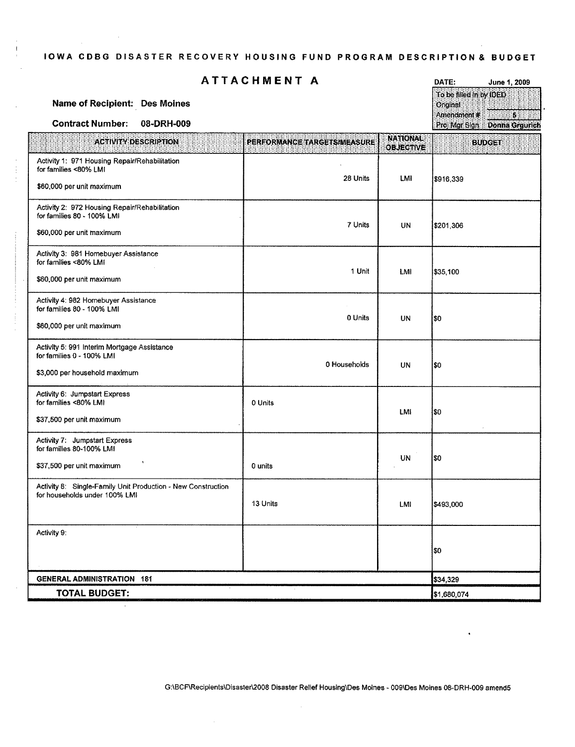# IOWA CDBG DISASTER RECOVERY HOUSING FUND PROGRAM DESCRIPTION & BUDGET

## ATTACHMENT A

**DATE:** June 1, 2009

To be filled in by IDED
Original
Amendment # 5
Proj Mgr Sign: Donna Grgurich

**Name of Recipient:** Des Moines

**Contract Number:** 08-DRH-009

| ACTIVITY DESCRIPTION | PERFORMANCE TARGETS/MEASURE | NATIONAL OBJECTIVE | BUDGET |
|---|---|---|---|
| Activity 1: 971 Housing Repair/Rehabilitation for families <80% LMI<br><br>$60,000 per unit maximum | 28 Units | LMI | $916,339 |
| Activity 2: 972 Housing Repair/Rehabilitation for families 80 - 100% LMI<br><br>$60,000 per unit maximum | 7 Units | UN | $201,306 |
| Activity 3: 981 Homebuyer Assistance for families <80% LMI<br><br>$60,000 per unit maximum | 1 Unit | LMI | $35,100 |
| Activity 4: 982 Homebuyer Assistance for families 80 - 100% LMI<br><br>$60,000 per unit maximum | 0 Units | UN | $0 |
| Activity 5: 991 Interim Mortgage Assistance for families 0 - 100% LMI<br><br>$3,000 per household maximum | 0 Households | UN | $0 |
| Activity 6: Jumpstart Express for families <80% LMI<br><br>$37,500 per unit maximum | 0 Units | LMI | $0 |
| Activity 7: Jumpstart Express for families 80-100% LMI<br><br>$37,500 per unit maximum | 0 units | UN | $0 |
| Activity 8: Single-Family Unit Production - New Construction for households under 100% LMI | 13 Units | LMI | $493,000 |
| Activity 9: | | | $0 |
| **GENERAL ADMINISTRATION 181** | | | $34,329 |
| **TOTAL BUDGET:** | | | $1,680,074 |

G:\BCF\Recipients\Disaster\2008 Disaster Relief Housing\Des Moines - 009\Des Moines 08-DRH-009 amend5